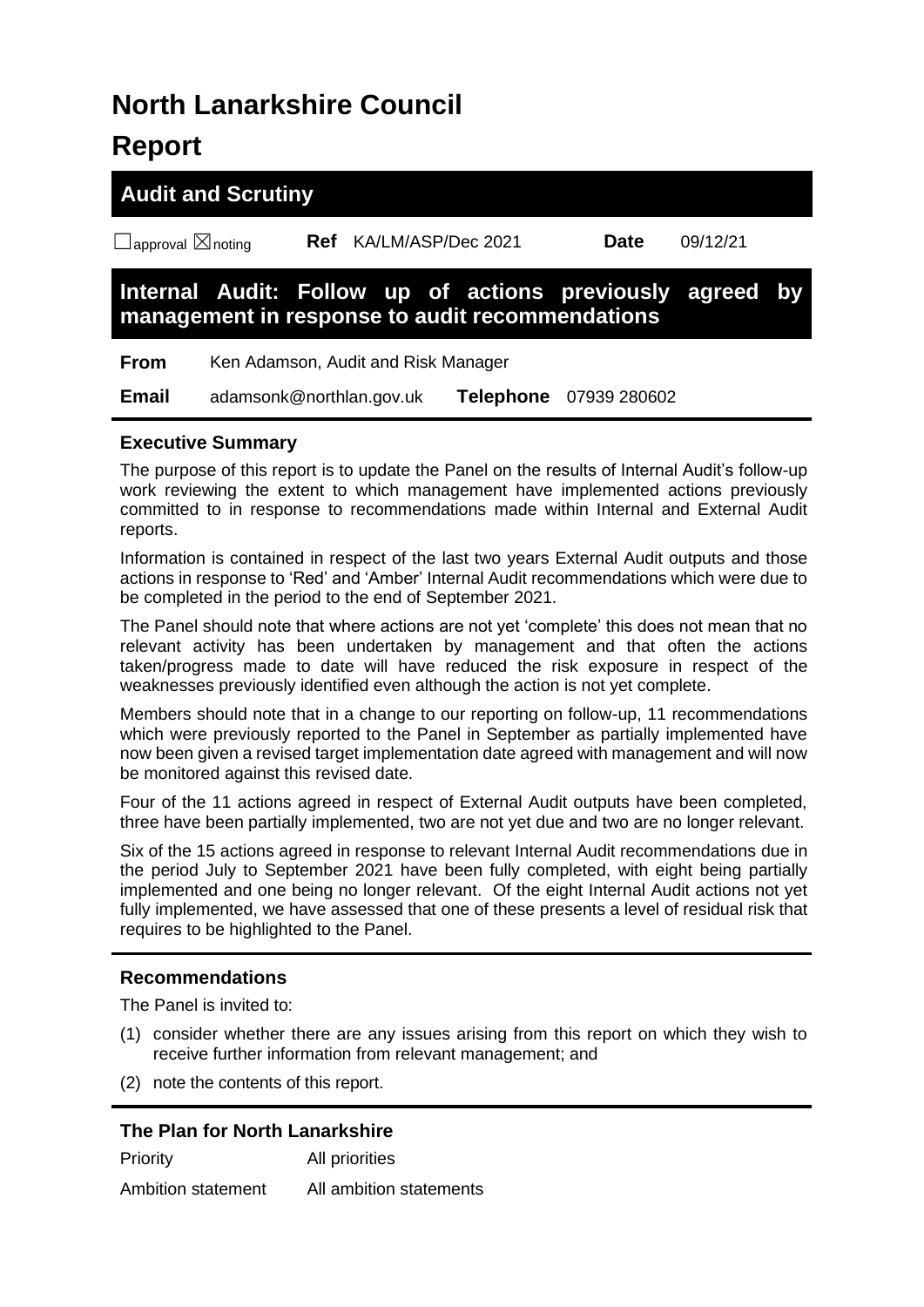# North Lanarkshire Council

# Report

## Audit and Scrutiny

☐approval ☒noting **Ref** KA/LM/ASP/Dec 2021 **Date** 09/12/21

## Internal Audit: Follow up of actions previously agreed by management in response to audit recommendations

**From** Ken Adamson, Audit and Risk Manager

**Email** adamsonk@northlan.gov.uk **Telephone** 07939 280602

### Executive Summary

The purpose of this report is to update the Panel on the results of Internal Audit's follow-up work reviewing the extent to which management have implemented actions previously committed to in response to recommendations made within Internal and External Audit reports.

Information is contained in respect of the last two years External Audit outputs and those actions in response to 'Red' and 'Amber' Internal Audit recommendations which were due to be completed in the period to the end of September 2021.

The Panel should note that where actions are not yet 'complete' this does not mean that no relevant activity has been undertaken by management and that often the actions taken/progress made to date will have reduced the risk exposure in respect of the weaknesses previously identified even although the action is not yet complete.

Members should note that in a change to our reporting on follow-up, 11 recommendations which were previously reported to the Panel in September as partially implemented have now been given a revised target implementation date agreed with management and will now be monitored against this revised date.

Four of the 11 actions agreed in respect of External Audit outputs have been completed, three have been partially implemented, two are not yet due and two are no longer relevant.

Six of the 15 actions agreed in response to relevant Internal Audit recommendations due in the period July to September 2021 have been fully completed, with eight being partially implemented and one being no longer relevant. Of the eight Internal Audit actions not yet fully implemented, we have assessed that one of these presents a level of residual risk that requires to be highlighted to the Panel.

### Recommendations

The Panel is invited to:

(1) consider whether there are any issues arising from this report on which they wish to receive further information from relevant management; and

(2) note the contents of this report.

### The Plan for North Lanarkshire

| | |
|---|---|
| Priority | All priorities |
| Ambition statement | All ambition statements |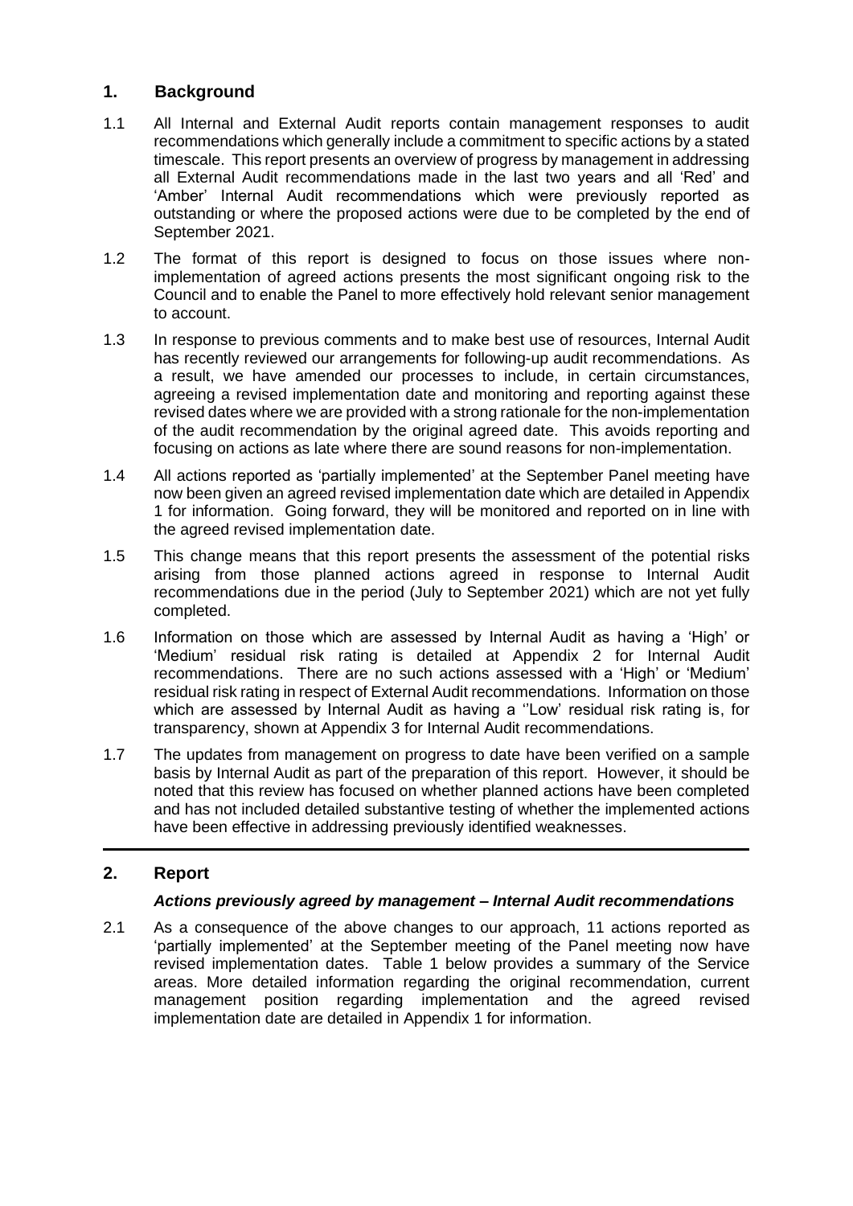## 1. Background

1.1 All Internal and External Audit reports contain management responses to audit recommendations which generally include a commitment to specific actions by a stated timescale. This report presents an overview of progress by management in addressing all External Audit recommendations made in the last two years and all 'Red' and 'Amber' Internal Audit recommendations which were previously reported as outstanding or where the proposed actions were due to be completed by the end of September 2021.

1.2 The format of this report is designed to focus on those issues where non-implementation of agreed actions presents the most significant ongoing risk to the Council and to enable the Panel to more effectively hold relevant senior management to account.

1.3 In response to previous comments and to make best use of resources, Internal Audit has recently reviewed our arrangements for following-up audit recommendations. As a result, we have amended our processes to include, in certain circumstances, agreeing a revised implementation date and monitoring and reporting against these revised dates where we are provided with a strong rationale for the non-implementation of the audit recommendation by the original agreed date. This avoids reporting and focusing on actions as late where there are sound reasons for non-implementation.

1.4 All actions reported as 'partially implemented' at the September Panel meeting have now been given an agreed revised implementation date which are detailed in Appendix 1 for information. Going forward, they will be monitored and reported on in line with the agreed revised implementation date.

1.5 This change means that this report presents the assessment of the potential risks arising from those planned actions agreed in response to Internal Audit recommendations due in the period (July to September 2021) which are not yet fully completed.

1.6 Information on those which are assessed by Internal Audit as having a 'High' or 'Medium' residual risk rating is detailed at Appendix 2 for Internal Audit recommendations. There are no such actions assessed with a 'High' or 'Medium' residual risk rating in respect of External Audit recommendations. Information on those which are assessed by Internal Audit as having a ''Low' residual risk rating is, for transparency, shown at Appendix 3 for Internal Audit recommendations.

1.7 The updates from management on progress to date have been verified on a sample basis by Internal Audit as part of the preparation of this report. However, it should be noted that this review has focused on whether planned actions have been completed and has not included detailed substantive testing of whether the implemented actions have been effective in addressing previously identified weaknesses.

## 2. Report

### *Actions previously agreed by management – Internal Audit recommendations*

2.1 As a consequence of the above changes to our approach, 11 actions reported as 'partially implemented' at the September meeting of the Panel meeting now have revised implementation dates. Table 1 below provides a summary of the Service areas. More detailed information regarding the original recommendation, current management position regarding implementation and the agreed revised implementation date are detailed in Appendix 1 for information.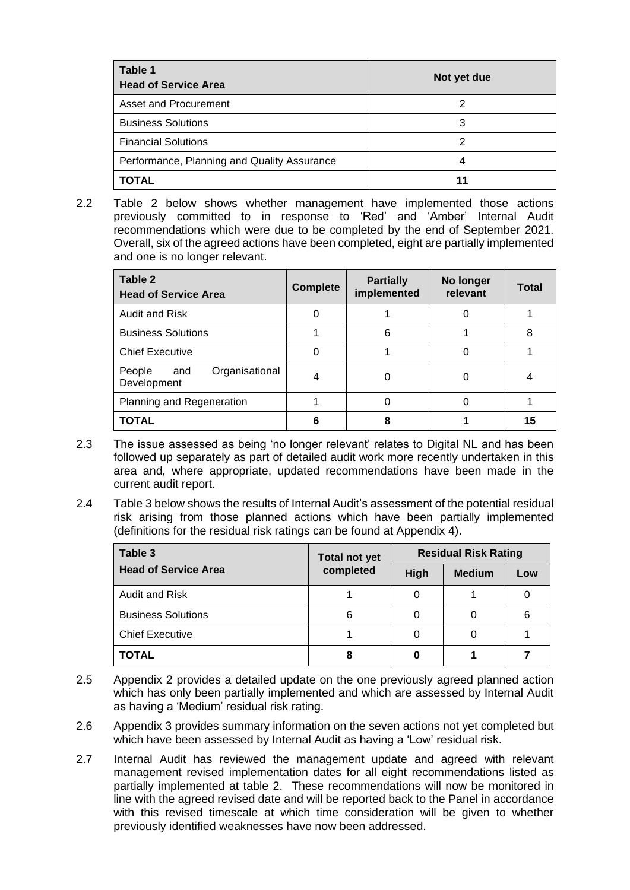| Table 1<br>Head of Service Area | Not yet due |
|---|---|
| Asset and Procurement | 2 |
| Business Solutions | 3 |
| Financial Solutions | 2 |
| Performance, Planning and Quality Assurance | 4 |
| **TOTAL** | **11** |

2.2 Table 2 below shows whether management have implemented those actions previously committed to in response to 'Red' and 'Amber' Internal Audit recommendations which were due to be completed by the end of September 2021. Overall, six of the agreed actions have been completed, eight are partially implemented and one is no longer relevant.

| Table 2<br>Head of Service Area | Complete | Partially implemented | No longer relevant | Total |
|---|---|---|---|---|
| Audit and Risk | 0 | 1 | 0 | 1 |
| Business Solutions | 1 | 6 | 1 | 8 |
| Chief Executive | 0 | 1 | 0 | 1 |
| People and Organisational Development | 4 | 0 | 0 | 4 |
| Planning and Regeneration | 1 | 0 | 0 | 1 |
| **TOTAL** | **6** | **8** | **1** | **15** |

2.3 The issue assessed as being 'no longer relevant' relates to Digital NL and has been followed up separately as part of detailed audit work more recently undertaken in this area and, where appropriate, updated recommendations have been made in the current audit report.

2.4 Table 3 below shows the results of Internal Audit's assessment of the potential residual risk arising from those planned actions which have been partially implemented (definitions for the residual risk ratings can be found at Appendix 4).

| Table 3<br>Head of Service Area | Total not yet completed | Residual Risk Rating | | |
|---|---|---|---|---|
| | | High | Medium | Low |
| Audit and Risk | 1 | 0 | 1 | 0 |
| Business Solutions | 6 | 0 | 0 | 6 |
| Chief Executive | 1 | 0 | 0 | 1 |
| **TOTAL** | **8** | **0** | **1** | **7** |

2.5 Appendix 2 provides a detailed update on the one previously agreed planned action which has only been partially implemented and which are assessed by Internal Audit as having a 'Medium' residual risk rating.

2.6 Appendix 3 provides summary information on the seven actions not yet completed but which have been assessed by Internal Audit as having a 'Low' residual risk.

2.7 Internal Audit has reviewed the management update and agreed with relevant management revised implementation dates for all eight recommendations listed as partially implemented at table 2. These recommendations will now be monitored in line with the agreed revised date and will be reported back to the Panel in accordance with this revised timescale at which time consideration will be given to whether previously identified weaknesses have now been addressed.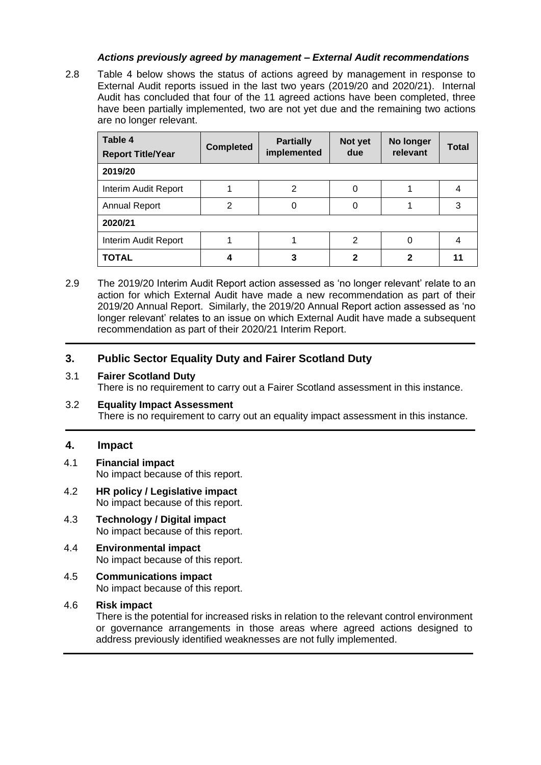### *Actions previously agreed by management – External Audit recommendations*

2.8 Table 4 below shows the status of actions agreed by management in response to External Audit reports issued in the last two years (2019/20 and 2020/21). Internal Audit has concluded that four of the 11 agreed actions have been completed, three have been partially implemented, two are not yet due and the remaining two actions are no longer relevant.

| **Table 4** **Report Title/Year** | **Completed** | **Partially implemented** | **Not yet due** | **No longer relevant** | **Total** |
|---|---|---|---|---|---|
| **2019/20** | | | | | |
| Interim Audit Report | 1 | 2 | 0 | 1 | 4 |
| Annual Report | 2 | 0 | 0 | 1 | 3 |
| **2020/21** | | | | | |
| Interim Audit Report | 1 | 1 | 2 | 0 | 4 |
| **TOTAL** | **4** | **3** | **2** | **2** | **11** |

2.9 The 2019/20 Interim Audit Report action assessed as 'no longer relevant' relate to an action for which External Audit have made a new recommendation as part of their 2019/20 Annual Report. Similarly, the 2019/20 Annual Report action assessed as 'no longer relevant' relates to an issue on which External Audit have made a subsequent recommendation as part of their 2020/21 Interim Report.

## 3. Public Sector Equality Duty and Fairer Scotland Duty

3.1 **Fairer Scotland Duty**
There is no requirement to carry out a Fairer Scotland assessment in this instance.

3.2 **Equality Impact Assessment**
There is no requirement to carry out an equality impact assessment in this instance.

## 4. Impact

4.1 **Financial impact**
No impact because of this report.

4.2 **HR policy / Legislative impact**
No impact because of this report.

4.3 **Technology / Digital impact**
No impact because of this report.

4.4 **Environmental impact**
No impact because of this report.

4.5 **Communications impact**
No impact because of this report.

4.6 **Risk impact**
There is the potential for increased risks in relation to the relevant control environment or governance arrangements in those areas where agreed actions designed to address previously identified weaknesses are not fully implemented.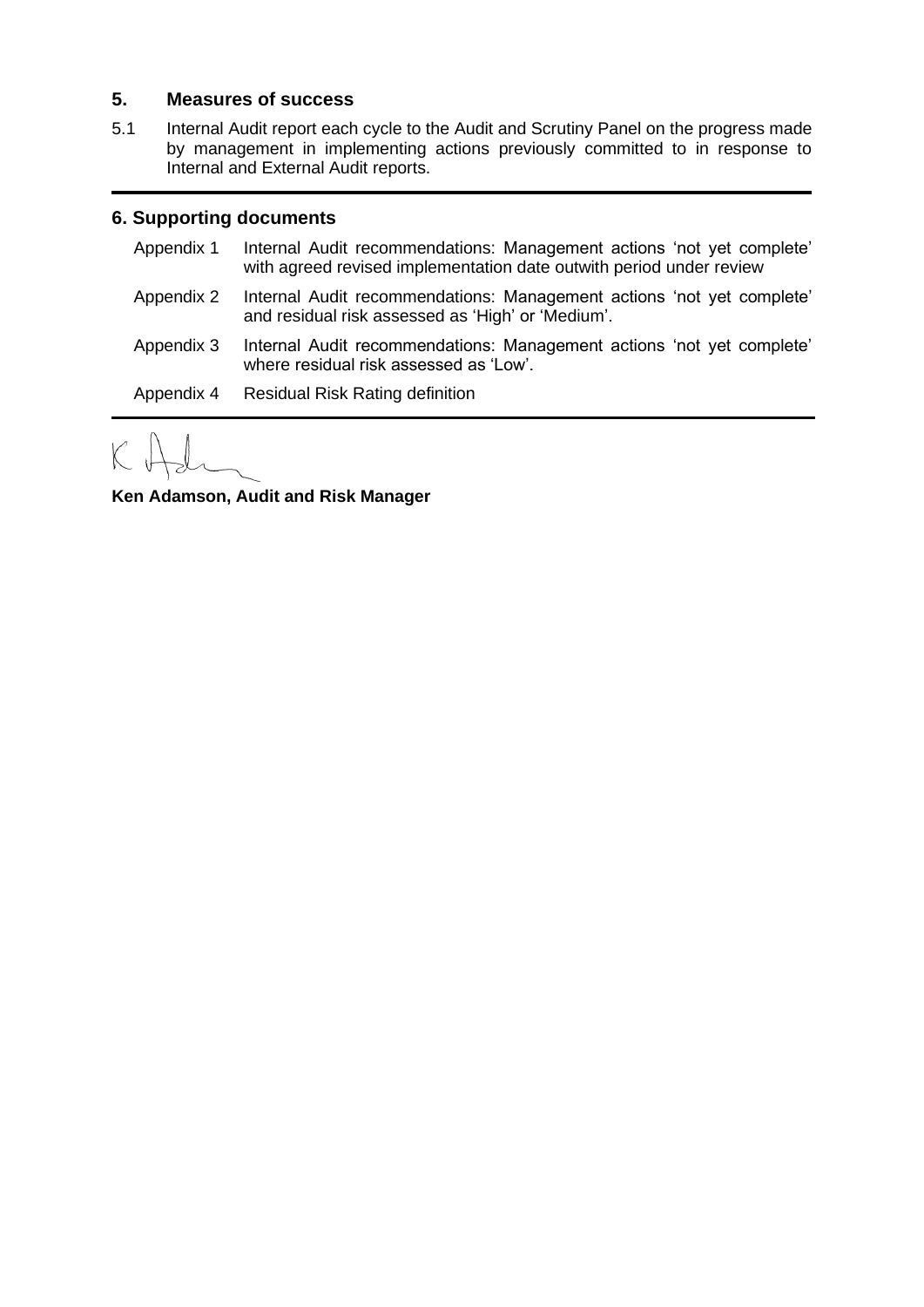## 5. Measures of success

5.1 Internal Audit report each cycle to the Audit and Scrutiny Panel on the progress made by management in implementing actions previously committed to in response to Internal and External Audit reports.

## 6. Supporting documents

| | |
|---|---|
| Appendix 1 | Internal Audit recommendations: Management actions 'not yet complete' with agreed revised implementation date outwith period under review |
| Appendix 2 | Internal Audit recommendations: Management actions 'not yet complete' and residual risk assessed as 'High' or 'Medium'. |
| Appendix 3 | Internal Audit recommendations: Management actions 'not yet complete' where residual risk assessed as 'Low'. |
| Appendix 4 | Residual Risk Rating definition |

**Ken Adamson, Audit and Risk Manager**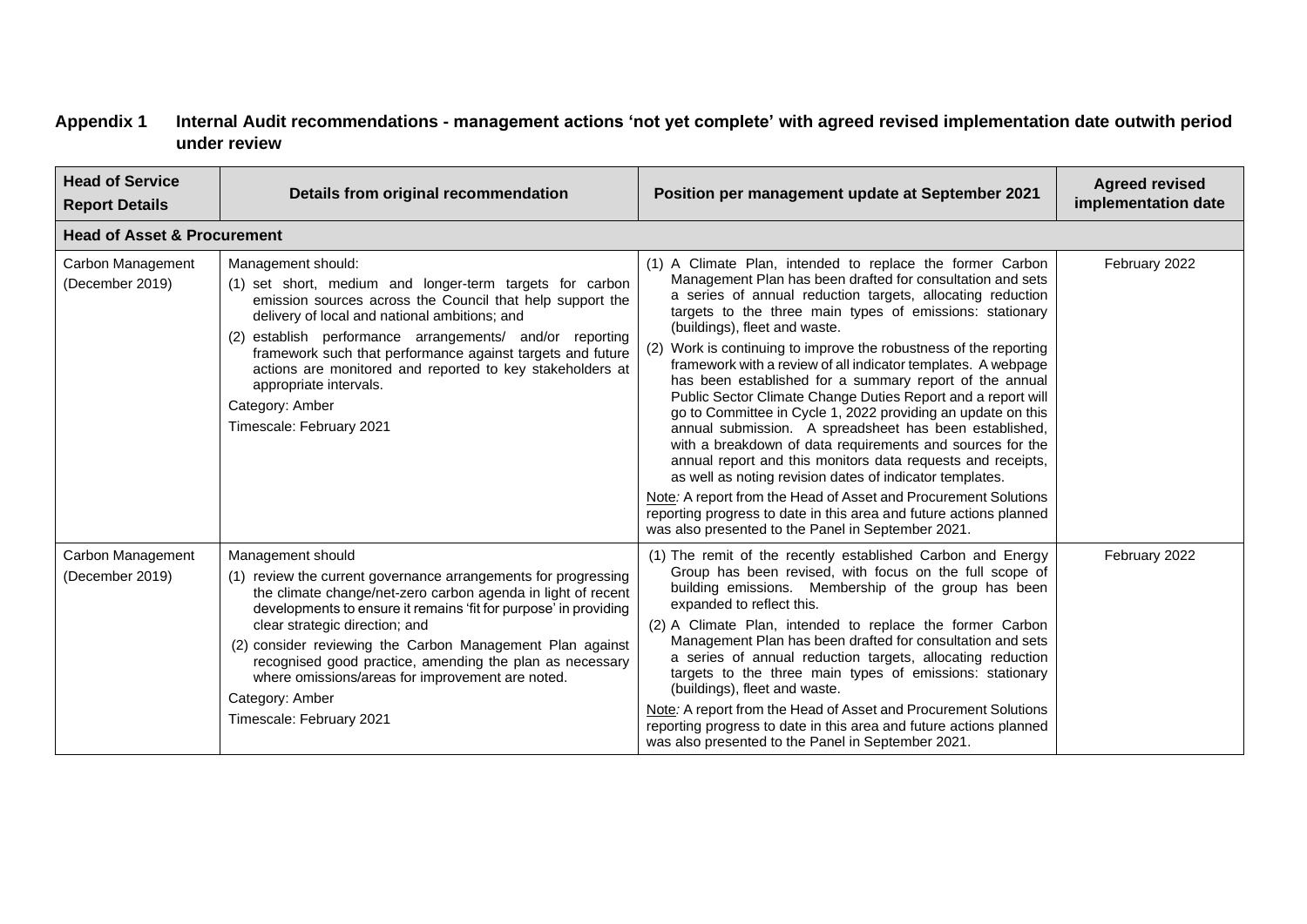## Appendix 1 Internal Audit recommendations - management actions 'not yet complete' with agreed revised implementation date outwith period under review

| Head of Service Report Details | Details from original recommendation | Position per management update at September 2021 | Agreed revised implementation date |
|---|---|---|---|
| **Head of Asset & Procurement** | | | |
| Carbon Management (December 2019) | Management should:<br>(1) set short, medium and longer-term targets for carbon emission sources across the Council that help support the delivery of local and national ambitions; and<br>(2) establish performance arrangements/ and/or reporting framework such that performance against targets and future actions are monitored and reported to key stakeholders at appropriate intervals.<br>Category: Amber<br>Timescale: February 2021 | (1) A Climate Plan, intended to replace the former Carbon Management Plan has been drafted for consultation and sets a series of annual reduction targets, allocating reduction targets to the three main types of emissions: stationary (buildings), fleet and waste.<br>(2) Work is continuing to improve the robustness of the reporting framework with a review of all indicator templates. A webpage has been established for a summary report of the annual Public Sector Climate Change Duties Report and a report will go to Committee in Cycle 1, 2022 providing an update on this annual submission. A spreadsheet has been established, with a breakdown of data requirements and sources for the annual report and this monitors data requests and receipts, as well as noting revision dates of indicator templates.<br>Note: A report from the Head of Asset and Procurement Solutions reporting progress to date in this area and future actions planned was also presented to the Panel in September 2021. | February 2022 |
| Carbon Management (December 2019) | Management should<br>(1) review the current governance arrangements for progressing the climate change/net-zero carbon agenda in light of recent developments to ensure it remains 'fit for purpose' in providing clear strategic direction; and<br>(2) consider reviewing the Carbon Management Plan against recognised good practice, amending the plan as necessary where omissions/areas for improvement are noted.<br>Category: Amber<br>Timescale: February 2021 | (1) The remit of the recently established Carbon and Energy Group has been revised, with focus on the full scope of building emissions. Membership of the group has been expanded to reflect this.<br>(2) A Climate Plan, intended to replace the former Carbon Management Plan has been drafted for consultation and sets a series of annual reduction targets, allocating reduction targets to the three main types of emissions: stationary (buildings), fleet and waste.<br>Note: A report from the Head of Asset and Procurement Solutions reporting progress to date in this area and future actions planned was also presented to the Panel in September 2021. | February 2022 |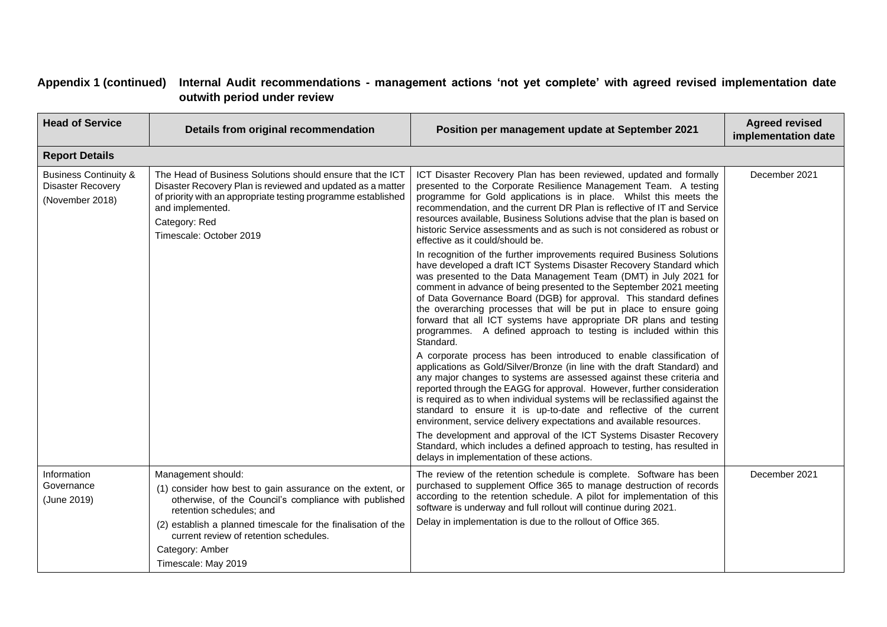## Appendix 1 (continued) Internal Audit recommendations - management actions 'not yet complete' with agreed revised implementation date outwith period under review

| Head of Service | Details from original recommendation | Position per management update at September 2021 | Agreed revised implementation date |
|---|---|---|---|
| **Report Details** | | | |
| Business Continuity & Disaster Recovery (November 2018) | The Head of Business Solutions should ensure that the ICT Disaster Recovery Plan is reviewed and updated as a matter of priority with an appropriate testing programme established and implemented.<br>Category: Red<br>Timescale: October 2019 | ICT Disaster Recovery Plan has been reviewed, updated and formally presented to the Corporate Resilience Management Team. A testing programme for Gold applications is in place. Whilst this meets the recommendation, and the current DR Plan is reflective of IT and Service resources available, Business Solutions advise that the plan is based on historic Service assessments and as such is not considered as robust or effective as it could/should be.<br>In recognition of the further improvements required Business Solutions have developed a draft ICT Systems Disaster Recovery Standard which was presented to the Data Management Team (DMT) in July 2021 for comment in advance of being presented to the September 2021 meeting of Data Governance Board (DGB) for approval. This standard defines the overarching processes that will be put in place to ensure going forward that all ICT systems have appropriate DR plans and testing programmes. A defined approach to testing is included within this Standard.<br>A corporate process has been introduced to enable classification of applications as Gold/Silver/Bronze (in line with the draft Standard) and any major changes to systems are assessed against these criteria and reported through the EAGG for approval. However, further consideration is required as to when individual systems will be reclassified against the standard to ensure it is up-to-date and reflective of the current environment, service delivery expectations and available resources.<br>The development and approval of the ICT Systems Disaster Recovery Standard, which includes a defined approach to testing, has resulted in delays in implementation of these actions. | December 2021 |
| Information Governance (June 2019) | Management should:<br>(1) consider how best to gain assurance on the extent, or otherwise, of the Council's compliance with published retention schedules; and<br>(2) establish a planned timescale for the finalisation of the current review of retention schedules.<br>Category: Amber<br>Timescale: May 2019 | The review of the retention schedule is complete. Software has been purchased to supplement Office 365 to manage destruction of records according to the retention schedule. A pilot for implementation of this software is underway and full rollout will continue during 2021.<br>Delay in implementation is due to the rollout of Office 365. | December 2021 |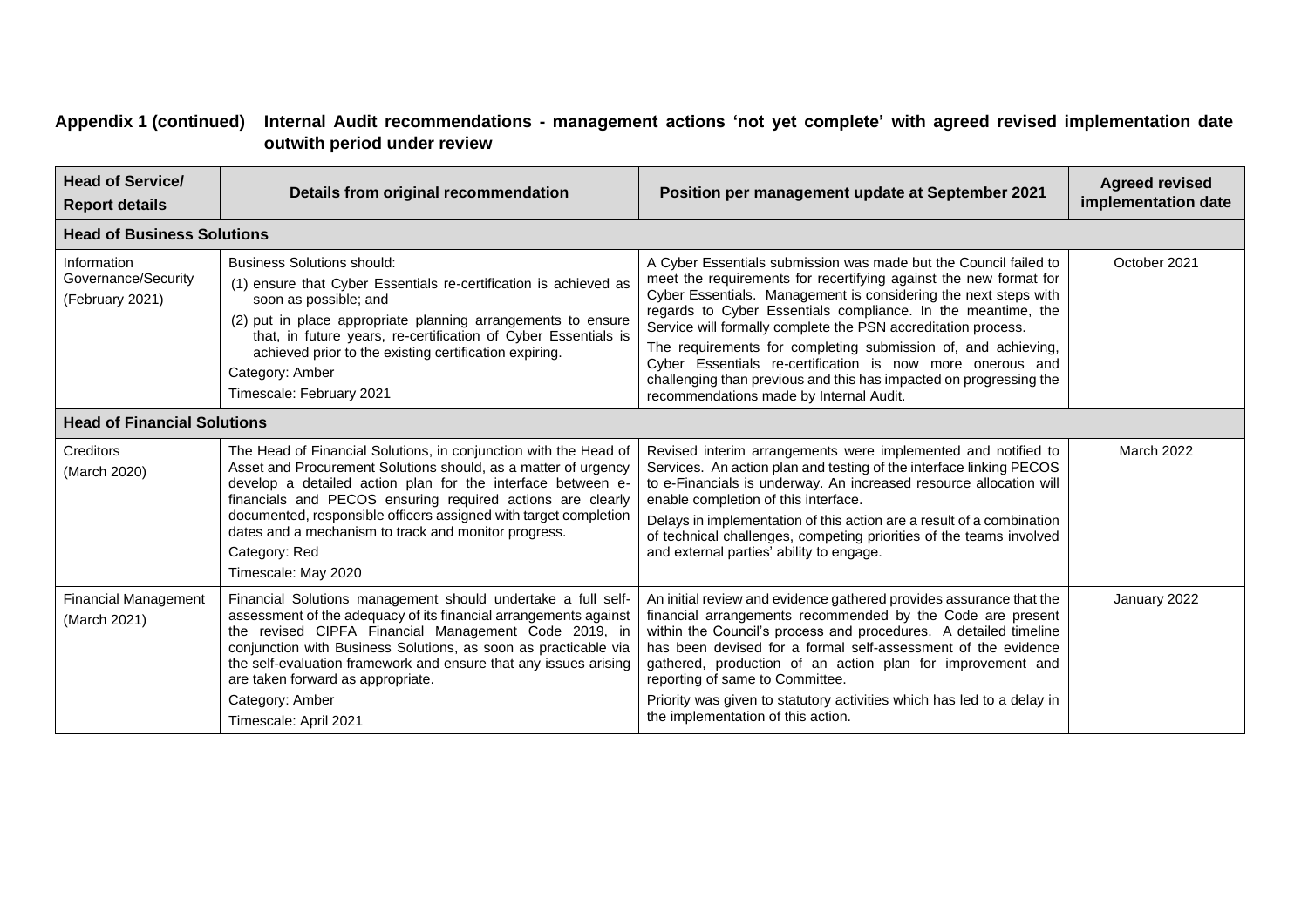**Appendix 1 (continued) Internal Audit recommendations - management actions 'not yet complete' with agreed revised implementation date outwith period under review**

| Head of Service/ Report details | Details from original recommendation | Position per management update at September 2021 | Agreed revised implementation date |
|---|---|---|---|
| **Head of Business Solutions** | | | |
| Information Governance/Security (February 2021) | Business Solutions should:<br>(1) ensure that Cyber Essentials re-certification is achieved as soon as possible; and<br>(2) put in place appropriate planning arrangements to ensure that, in future years, re-certification of Cyber Essentials is achieved prior to the existing certification expiring.<br>Category: Amber<br>Timescale: February 2021 | A Cyber Essentials submission was made but the Council failed to meet the requirements for recertifying against the new format for Cyber Essentials. Management is considering the next steps with regards to Cyber Essentials compliance. In the meantime, the Service will formally complete the PSN accreditation process.<br>The requirements for completing submission of, and achieving, Cyber Essentials re-certification is now more onerous and challenging than previous and this has impacted on progressing the recommendations made by Internal Audit. | October 2021 |
| **Head of Financial Solutions** | | | |
| Creditors (March 2020) | The Head of Financial Solutions, in conjunction with the Head of Asset and Procurement Solutions should, as a matter of urgency develop a detailed action plan for the interface between e-financials and PECOS ensuring required actions are clearly documented, responsible officers assigned with target completion dates and a mechanism to track and monitor progress.<br>Category: Red<br>Timescale: May 2020 | Revised interim arrangements were implemented and notified to Services. An action plan and testing of the interface linking PECOS to e-Financials is underway. An increased resource allocation will enable completion of this interface.<br>Delays in implementation of this action are a result of a combination of technical challenges, competing priorities of the teams involved and external parties' ability to engage. | March 2022 |
| Financial Management (March 2021) | Financial Solutions management should undertake a full self-assessment of the adequacy of its financial arrangements against the revised CIPFA Financial Management Code 2019, in conjunction with Business Solutions, as soon as practicable via the self-evaluation framework and ensure that any issues arising are taken forward as appropriate.<br>Category: Amber<br>Timescale: April 2021 | An initial review and evidence gathered provides assurance that the financial arrangements recommended by the Code are present within the Council's process and procedures. A detailed timeline has been devised for a formal self-assessment of the evidence gathered, production of an action plan for improvement and reporting of same to Committee.<br>Priority was given to statutory activities which has led to a delay in the implementation of this action. | January 2022 |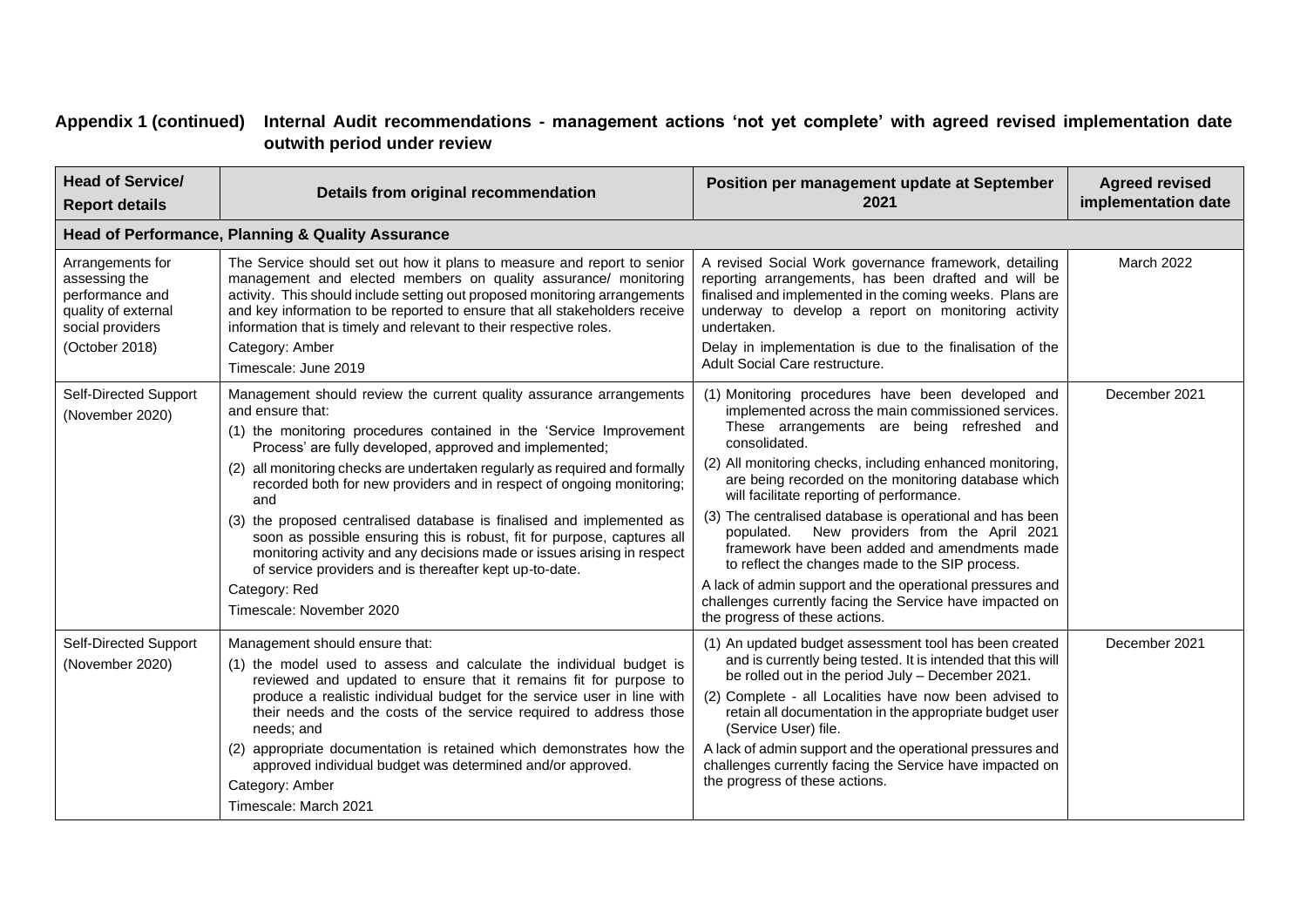**Appendix 1 (continued) Internal Audit recommendations - management actions 'not yet complete' with agreed revised implementation date outwith period under review**

| Head of Service/ Report details | Details from original recommendation | Position per management update at September 2021 | Agreed revised implementation date |
|---|---|---|---|
| **Head of Performance, Planning & Quality Assurance** | | | |
| Arrangements for assessing the performance and quality of external social providers (October 2018) | The Service should set out how it plans to measure and report to senior management and elected members on quality assurance/ monitoring activity. This should include setting out proposed monitoring arrangements and key information to be reported to ensure that all stakeholders receive information that is timely and relevant to their respective roles.<br>Category: Amber<br>Timescale: June 2019 | A revised Social Work governance framework, detailing reporting arrangements, has been drafted and will be finalised and implemented in the coming weeks. Plans are underway to develop a report on monitoring activity undertaken.<br>Delay in implementation is due to the finalisation of the Adult Social Care restructure. | March 2022 |
| Self-Directed Support (November 2020) | Management should review the current quality assurance arrangements and ensure that:<br>(1) the monitoring procedures contained in the 'Service Improvement Process' are fully developed, approved and implemented;<br>(2) all monitoring checks are undertaken regularly as required and formally recorded both for new providers and in respect of ongoing monitoring; and<br>(3) the proposed centralised database is finalised and implemented as soon as possible ensuring this is robust, fit for purpose, captures all monitoring activity and any decisions made or issues arising in respect of service providers and is thereafter kept up-to-date.<br>Category: Red<br>Timescale: November 2020 | (1) Monitoring procedures have been developed and implemented across the main commissioned services. These arrangements are being refreshed and consolidated.<br>(2) All monitoring checks, including enhanced monitoring, are being recorded on the monitoring database which will facilitate reporting of performance.<br>(3) The centralised database is operational and has been populated. New providers from the April 2021 framework have been added and amendments made to reflect the changes made to the SIP process.<br>A lack of admin support and the operational pressures and challenges currently facing the Service have impacted on the progress of these actions. | December 2021 |
| Self-Directed Support (November 2020) | Management should ensure that:<br>(1) the model used to assess and calculate the individual budget is reviewed and updated to ensure that it remains fit for purpose to produce a realistic individual budget for the service user in line with their needs and the costs of the service required to address those needs; and<br>(2) appropriate documentation is retained which demonstrates how the approved individual budget was determined and/or approved.<br>Category: Amber<br>Timescale: March 2021 | (1) An updated budget assessment tool has been created and is currently being tested. It is intended that this will be rolled out in the period July – December 2021.<br>(2) Complete - all Localities have now been advised to retain all documentation in the appropriate budget user (Service User) file.<br>A lack of admin support and the operational pressures and challenges currently facing the Service have impacted on the progress of these actions. | December 2021 |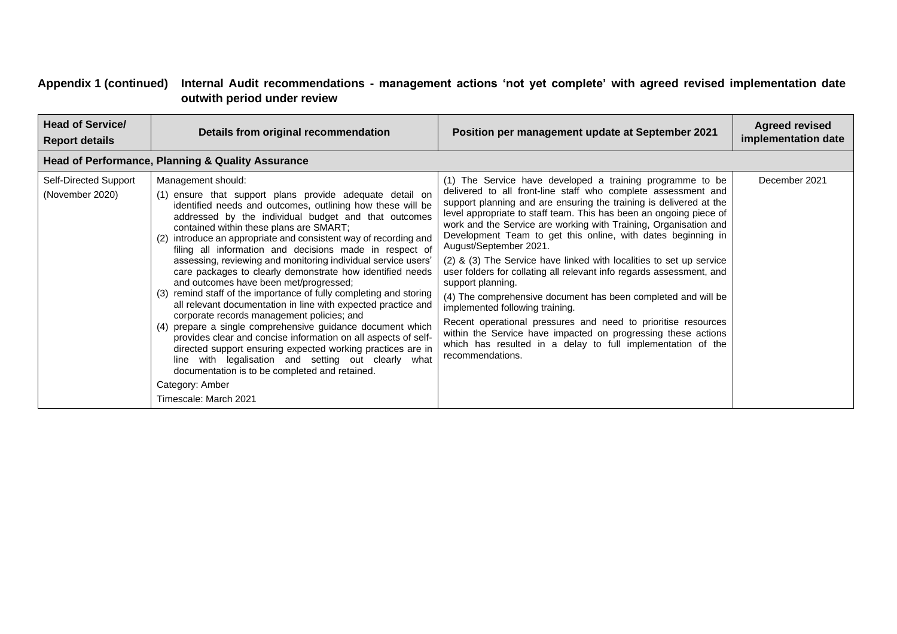**Appendix 1 (continued) Internal Audit recommendations - management actions 'not yet complete' with agreed revised implementation date outwith period under review**

| Head of Service/ Report details | Details from original recommendation | Position per management update at September 2021 | Agreed revised implementation date |
|---|---|---|---|
| **Head of Performance, Planning & Quality Assurance** | | | |
| Self-Directed Support (November 2020) | Management should:<br>(1) ensure that support plans provide adequate detail on identified needs and outcomes, outlining how these will be addressed by the individual budget and that outcomes contained within these plans are SMART;<br>(2) introduce an appropriate and consistent way of recording and filing all information and decisions made in respect of assessing, reviewing and monitoring individual service users' care packages to clearly demonstrate how identified needs and outcomes have been met/progressed;<br>(3) remind staff of the importance of fully completing and storing all relevant documentation in line with expected practice and corporate records management policies; and<br>(4) prepare a single comprehensive guidance document which provides clear and concise information on all aspects of self-directed support ensuring expected working practices are in line with legalisation and setting out clearly what documentation is to be completed and retained.<br>Category: Amber<br>Timescale: March 2021 | (1) The Service have developed a training programme to be delivered to all front-line staff who complete assessment and support planning and are ensuring the training is delivered at the level appropriate to staff team. This has been an ongoing piece of work and the Service are working with Training, Organisation and Development Team to get this online, with dates beginning in August/September 2021.<br>(2) & (3) The Service have linked with localities to set up service user folders for collating all relevant info regards assessment, and support planning.<br>(4) The comprehensive document has been completed and will be implemented following training.<br>Recent operational pressures and need to prioritise resources within the Service have impacted on progressing these actions which has resulted in a delay to full implementation of the recommendations. | December 2021 |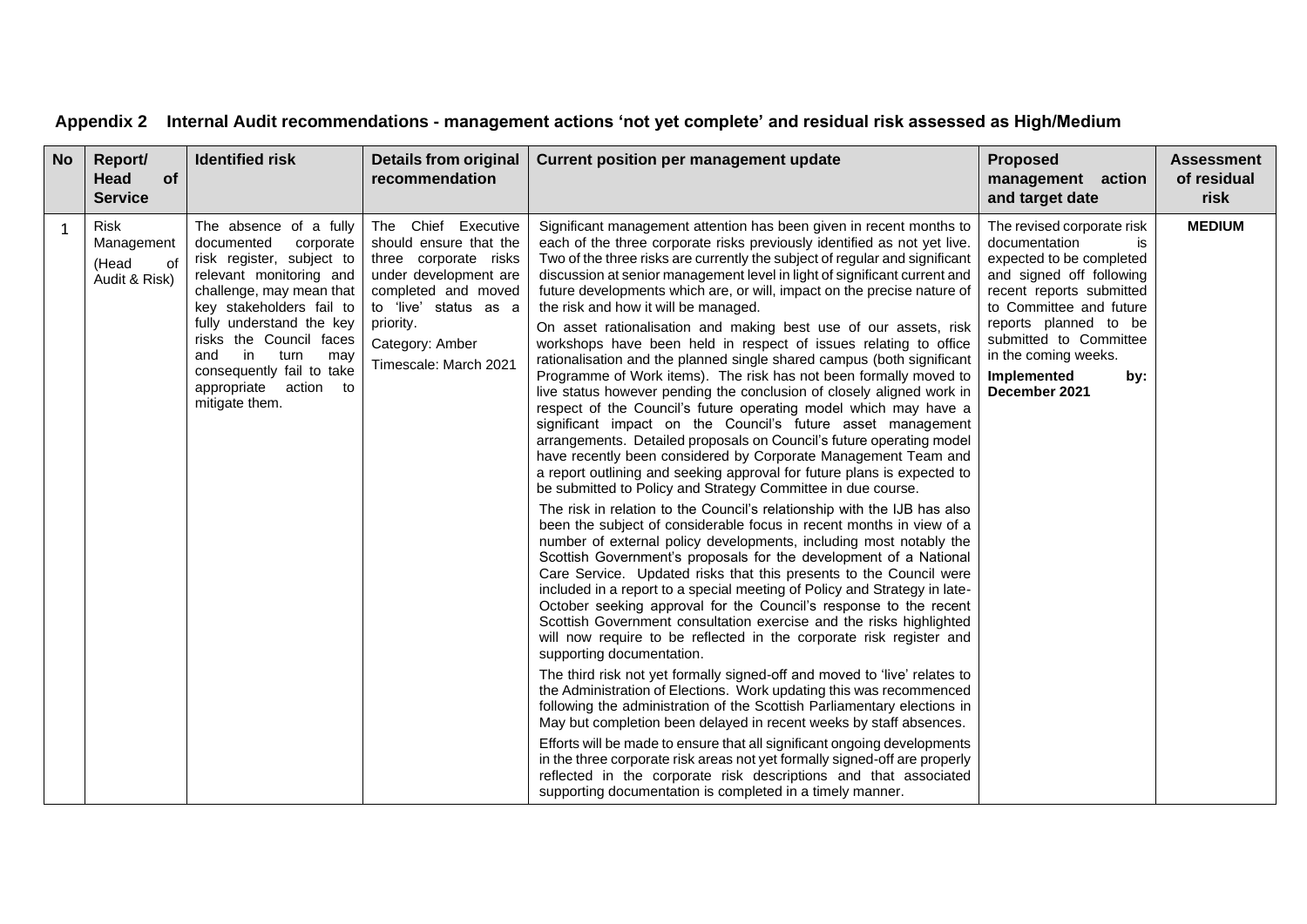## Appendix 2 Internal Audit recommendations - management actions 'not yet complete' and residual risk assessed as High/Medium

| No | Report/ Head of Service | Identified risk | Details from original recommendation | Current position per management update | Proposed management action and target date | Assessment of residual risk |
|---|---|---|---|---|---|---|
| 1 | Risk Management (Head of Audit & Risk) | The absence of a fully documented corporate risk register, subject to relevant monitoring and challenge, may mean that key stakeholders fail to fully understand the key risks the Council faces and in turn may consequently fail to take appropriate action to mitigate them. | The Chief Executive should ensure that the three corporate risks under development are completed and moved to 'live' status as a priority.<br><br>Category: Amber<br><br>Timescale: March 2021 | Significant management attention has been given in recent months to each of the three corporate risks previously identified as not yet live. Two of the three risks are currently the subject of regular and significant discussion at senior management level in light of significant current and future developments which are, or will, impact on the precise nature of the risk and how it will be managed.<br><br>On asset rationalisation and making best use of our assets, risk workshops have been held in respect of issues relating to office rationalisation and the planned single shared campus (both significant Programme of Work items). The risk has not been formally moved to live status however pending the conclusion of closely aligned work in respect of the Council's future operating model which may have a significant impact on the Council's future asset management arrangements. Detailed proposals on Council's future operating model have recently been considered by Corporate Management Team and a report outlining and seeking approval for future plans is expected to be submitted to Policy and Strategy Committee in due course.<br><br>The risk in relation to the Council's relationship with the IJB has also been the subject of considerable focus in recent months in view of a number of external policy developments, including most notably the Scottish Government's proposals for the development of a National Care Service. Updated risks that this presents to the Council were included in a report to a special meeting of Policy and Strategy in late-October seeking approval for the Council's response to the recent Scottish Government consultation exercise and the risks highlighted will now require to be reflected in the corporate risk register and supporting documentation.<br><br>The third risk not yet formally signed-off and moved to 'live' relates to the Administration of Elections. Work updating this was recommenced following the administration of the Scottish Parliamentary elections in May but completion been delayed in recent weeks by staff absences.<br><br>Efforts will be made to ensure that all significant ongoing developments in the three corporate risk areas not yet formally signed-off are properly reflected in the corporate risk descriptions and that associated supporting documentation is completed in a timely manner. | The revised corporate risk documentation is expected to be completed and signed off following recent reports submitted to Committee and future reports planned to be submitted to Committee in the coming weeks.<br><br>**Implemented by: December 2021** | **MEDIUM** |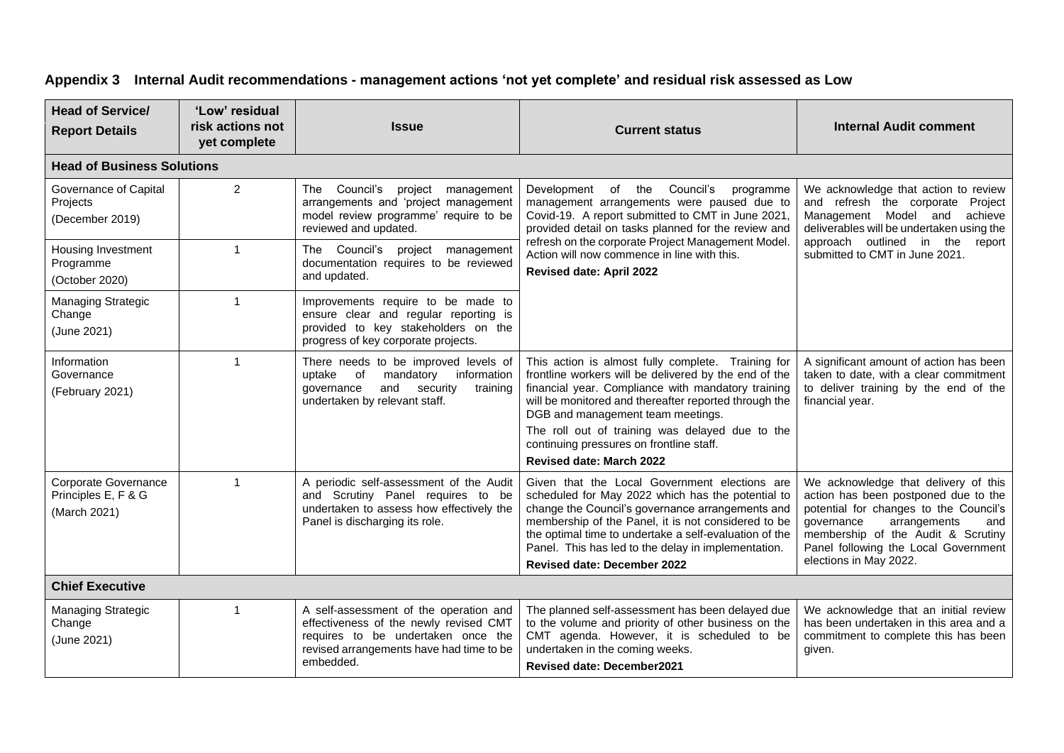## Appendix 3 Internal Audit recommendations - management actions 'not yet complete' and residual risk assessed as Low

| Head of Service/ Report Details | 'Low' residual risk actions not yet complete | Issue | Current status | Internal Audit comment |
|---|---|---|---|---|
| **Head of Business Solutions** | | | | |
| Governance of Capital Projects (December 2019) | 2 | The Council's project management arrangements and 'project management model review programme' require to be reviewed and updated. | Development of the Council's programme management arrangements were paused due to Covid-19. A report submitted to CMT in June 2021, provided detail on tasks planned for the review and refresh on the corporate Project Management Model. Action will now commence in line with this. **Revised date: April 2022** | We acknowledge that action to review and refresh the corporate Project Management Model and achieve deliverables will be undertaken using the approach outlined in the report submitted to CMT in June 2021. |
| Housing Investment Programme (October 2020) | 1 | The Council's project management documentation requires to be reviewed and updated. | | |
| Managing Strategic Change (June 2021) | 1 | Improvements require to be made to ensure clear and regular reporting is provided to key stakeholders on the progress of key corporate projects. | | |
| Information Governance (February 2021) | 1 | There needs to be improved levels of uptake of mandatory information governance and security training undertaken by relevant staff. | This action is almost fully complete. Training for frontline workers will be delivered by the end of the financial year. Compliance with mandatory training will be monitored and thereafter reported through the DGB and management team meetings. The roll out of training was delayed due to the continuing pressures on frontline staff. **Revised date: March 2022** | A significant amount of action has been taken to date, with a clear commitment to deliver training by the end of the financial year. |
| Corporate Governance Principles E, F & G (March 2021) | 1 | A periodic self-assessment of the Audit and Scrutiny Panel requires to be undertaken to assess how effectively the Panel is discharging its role. | Given that the Local Government elections are scheduled for May 2022 which has the potential to change the Council's governance arrangements and membership of the Panel, it is not considered to be the optimal time to undertake a self-evaluation of the Panel. This has led to the delay in implementation. **Revised date: December 2022** | We acknowledge that delivery of this action has been postponed due to the potential for changes to the Council's governance arrangements and membership of the Audit & Scrutiny Panel following the Local Government elections in May 2022. |
| **Chief Executive** | | | | |
| Managing Strategic Change (June 2021) | 1 | A self-assessment of the operation and effectiveness of the newly revised CMT requires to be undertaken once the revised arrangements have had time to be embedded. | The planned self-assessment has been delayed due to the volume and priority of other business on the CMT agenda. However, it is scheduled to be undertaken in the coming weeks. **Revised date: December2021** | We acknowledge that an initial review has been undertaken in this area and a commitment to complete this has been given. |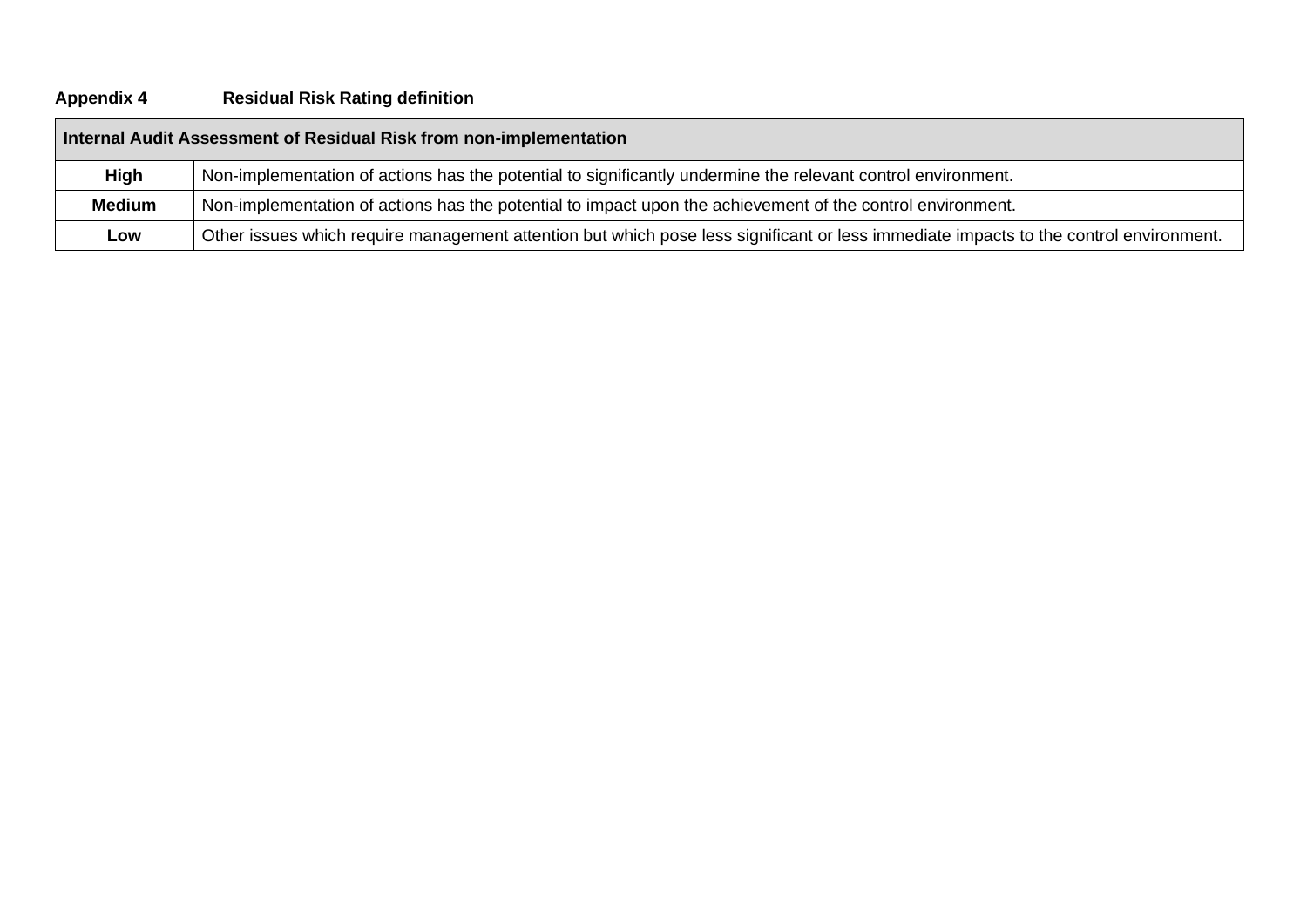**Appendix 4 Residual Risk Rating definition**

| Internal Audit Assessment of Residual Risk from non-implementation | |
|---|---|
| **High** | Non-implementation of actions has the potential to significantly undermine the relevant control environment. |
| **Medium** | Non-implementation of actions has the potential to impact upon the achievement of the control environment. |
| **Low** | Other issues which require management attention but which pose less significant or less immediate impacts to the control environment. |